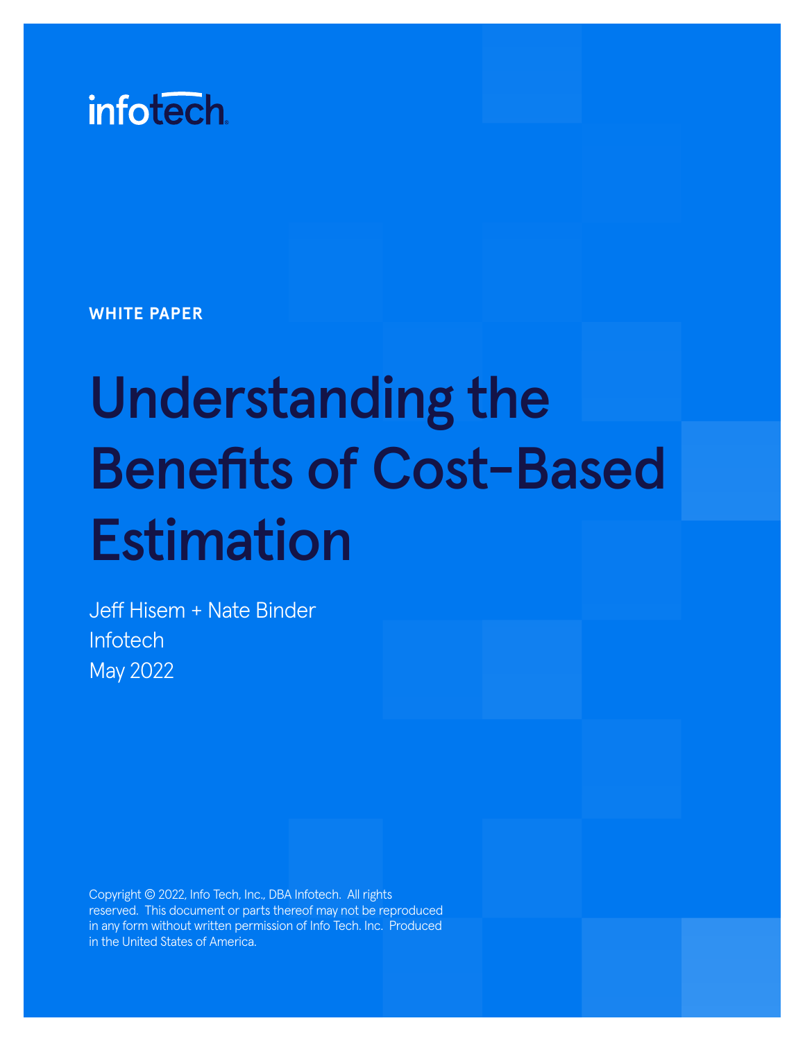infotech

**WHITE PAPER**

# Understanding the Benefits of Cost-Based Estimation

Jeff Hisem + Nate Binder
Infotech
May 2022

Copyright © 2022, Info Tech, Inc., DBA Infotech. All rights reserved. This document or parts thereof may not be reproduced in any form without written permission of Info Tech. Inc. Produced in the United States of America.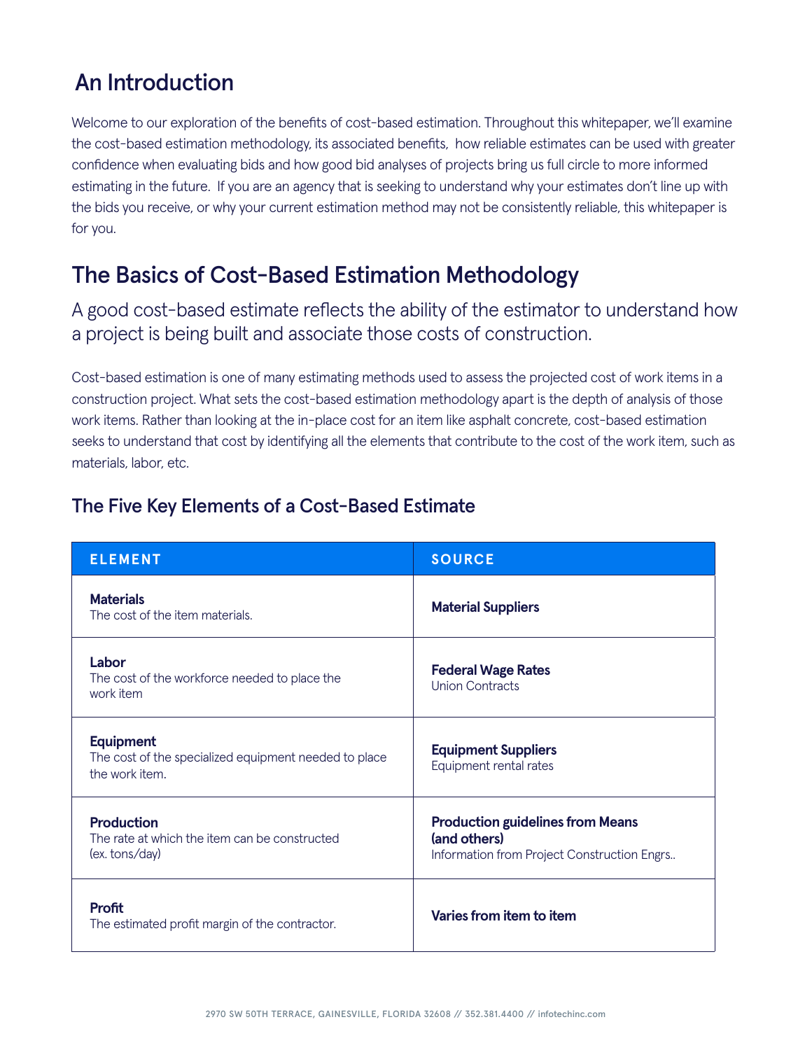## An Introduction

Welcome to our exploration of the benefits of cost-based estimation. Throughout this whitepaper, we'll examine the cost-based estimation methodology, its associated benefits, how reliable estimates can be used with greater confidence when evaluating bids and how good bid analyses of projects bring us full circle to more informed estimating in the future. If you are an agency that is seeking to understand why your estimates don't line up with the bids you receive, or why your current estimation method may not be consistently reliable, this whitepaper is for you.

## The Basics of Cost-Based Estimation Methodology

A good cost-based estimate reflects the ability of the estimator to understand how a project is being built and associate those costs of construction.

Cost-based estimation is one of many estimating methods used to assess the projected cost of work items in a construction project. What sets the cost-based estimation methodology apart is the depth of analysis of those work items. Rather than looking at the in-place cost for an item like asphalt concrete, cost-based estimation seeks to understand that cost by identifying all the elements that contribute to the cost of the work item, such as materials, labor, etc.

### The Five Key Elements of a Cost-Based Estimate

| ELEMENT | SOURCE |
| --- | --- |
| **Materials**<br>The cost of the item materials. | **Material Suppliers** |
| **Labor**<br>The cost of the workforce needed to place the work item | **Federal Wage Rates**<br>Union Contracts |
| **Equipment**<br>The cost of the specialized equipment needed to place the work item. | **Equipment Suppliers**<br>Equipment rental rates |
| **Production**<br>The rate at which the item can be constructed (ex. tons/day) | **Production guidelines from Means (and others)**<br>Information from Project Construction Engrs.. |
| **Profit**<br>The estimated profit margin of the contractor. | **Varies from item to item** |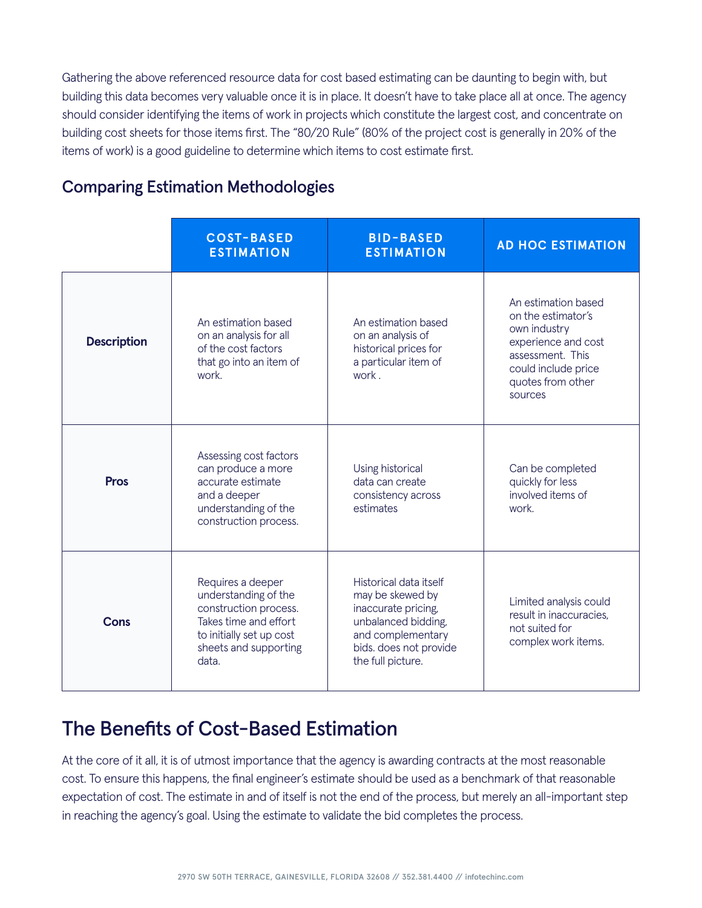Gathering the above referenced resource data for cost based estimating can be daunting to begin with, but building this data becomes very valuable once it is in place. It doesn't have to take place all at once. The agency should consider identifying the items of work in projects which constitute the largest cost, and concentrate on building cost sheets for those items first. The "80/20 Rule" (80% of the project cost is generally in 20% of the items of work) is a good guideline to determine which items to cost estimate first.

## Comparing Estimation Methodologies

| | COST-BASED ESTIMATION | BID-BASED ESTIMATION | AD HOC ESTIMATION |
|---|---|---|---|
| **Description** | An estimation based on an analysis for all of the cost factors that go into an item of work. | An estimation based on an analysis of historical prices for a particular item of work . | An estimation based on the estimator's own industry experience and cost assessment. This could include price quotes from other sources |
| **Pros** | Assessing cost factors can produce a more accurate estimate and a deeper understanding of the construction process. | Using historical data can create consistency across estimates | Can be completed quickly for less involved items of work. |
| **Cons** | Requires a deeper understanding of the construction process. Takes time and effort to initially set up cost sheets and supporting data. | Historical data itself may be skewed by inaccurate pricing, unbalanced bidding, and complementary bids. does not provide the full picture. | Limited analysis could result in inaccuracies, not suited for complex work items. |

# The Benefits of Cost-Based Estimation

At the core of it all, it is of utmost importance that the agency is awarding contracts at the most reasonable cost. To ensure this happens, the final engineer's estimate should be used as a benchmark of that reasonable expectation of cost. The estimate in and of itself is not the end of the process, but merely an all-important step in reaching the agency's goal. Using the estimate to validate the bid completes the process.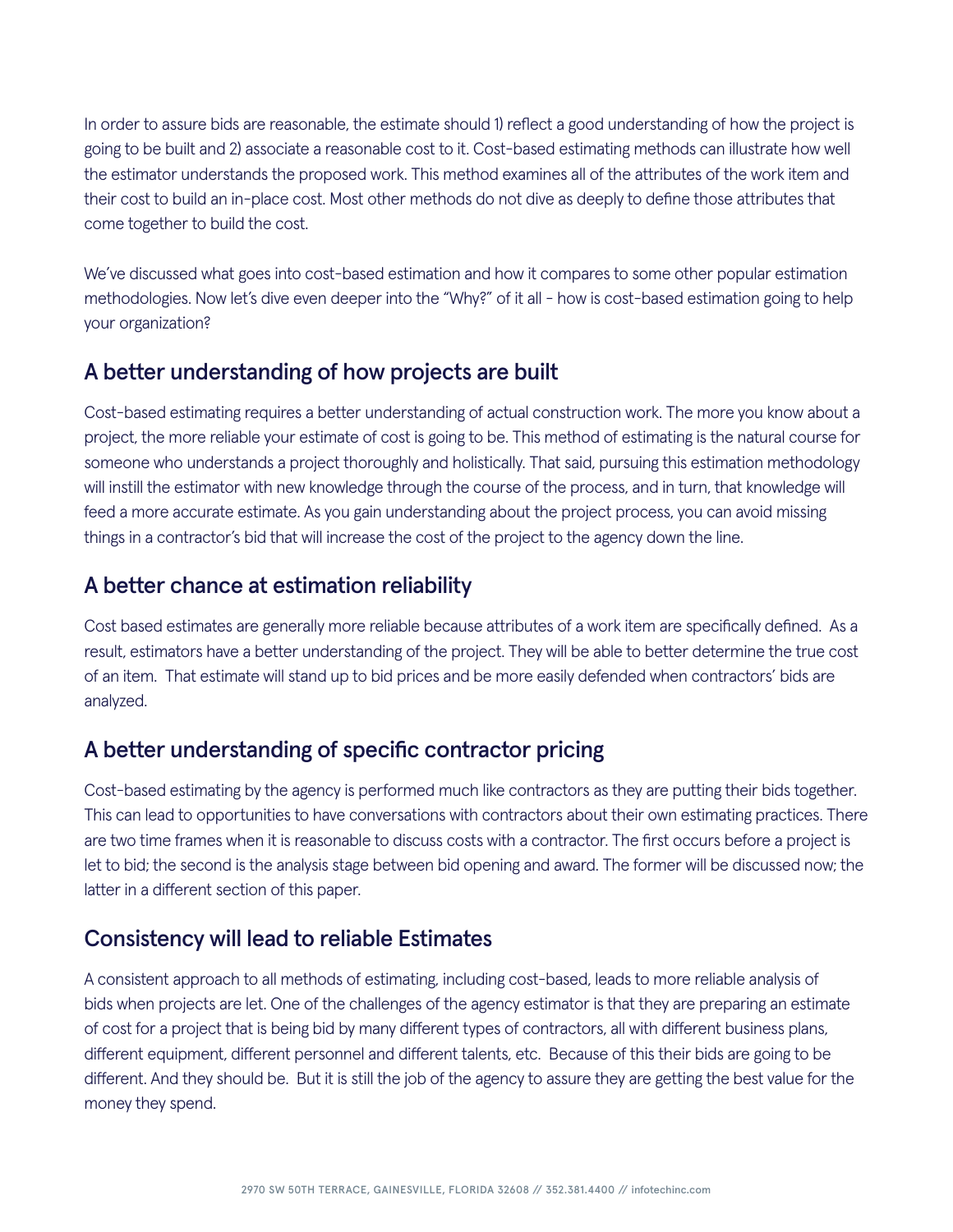In order to assure bids are reasonable, the estimate should 1) reflect a good understanding of how the project is going to be built and 2) associate a reasonable cost to it. Cost-based estimating methods can illustrate how well the estimator understands the proposed work. This method examines all of the attributes of the work item and their cost to build an in-place cost. Most other methods do not dive as deeply to define those attributes that come together to build the cost.

We've discussed what goes into cost-based estimation and how it compares to some other popular estimation methodologies. Now let's dive even deeper into the "Why?" of it all - how is cost-based estimation going to help your organization?

## A better understanding of how projects are built

Cost-based estimating requires a better understanding of actual construction work. The more you know about a project, the more reliable your estimate of cost is going to be. This method of estimating is the natural course for someone who understands a project thoroughly and holistically. That said, pursuing this estimation methodology will instill the estimator with new knowledge through the course of the process, and in turn, that knowledge will feed a more accurate estimate. As you gain understanding about the project process, you can avoid missing things in a contractor's bid that will increase the cost of the project to the agency down the line.

## A better chance at estimation reliability

Cost based estimates are generally more reliable because attributes of a work item are specifically defined. As a result, estimators have a better understanding of the project. They will be able to better determine the true cost of an item. That estimate will stand up to bid prices and be more easily defended when contractors' bids are analyzed.

## A better understanding of specific contractor pricing

Cost-based estimating by the agency is performed much like contractors as they are putting their bids together. This can lead to opportunities to have conversations with contractors about their own estimating practices. There are two time frames when it is reasonable to discuss costs with a contractor. The first occurs before a project is let to bid; the second is the analysis stage between bid opening and award. The former will be discussed now; the latter in a different section of this paper.

## Consistency will lead to reliable Estimates

A consistent approach to all methods of estimating, including cost-based, leads to more reliable analysis of bids when projects are let. One of the challenges of the agency estimator is that they are preparing an estimate of cost for a project that is being bid by many different types of contractors, all with different business plans, different equipment, different personnel and different talents, etc. Because of this their bids are going to be different. And they should be. But it is still the job of the agency to assure they are getting the best value for the money they spend.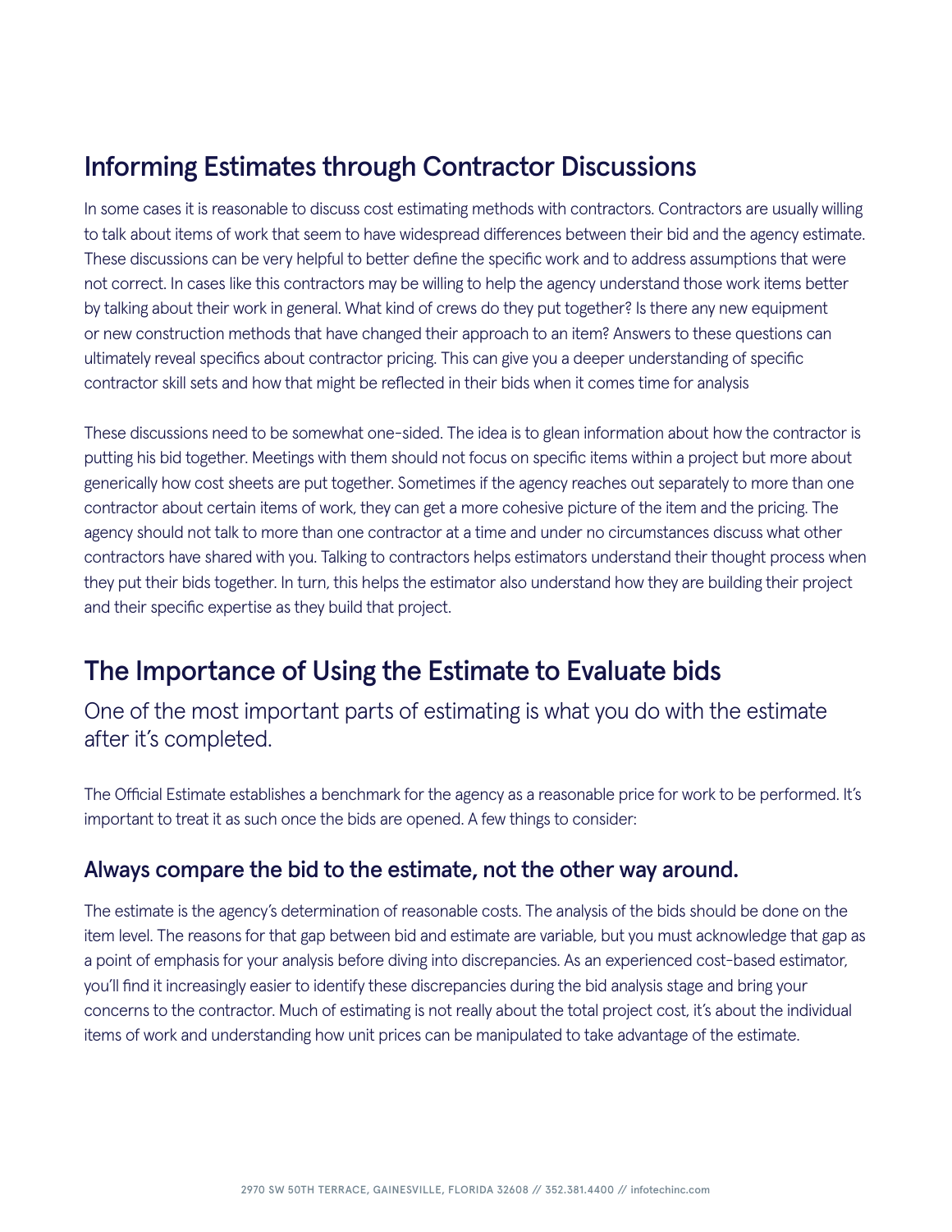## Informing Estimates through Contractor Discussions

In some cases it is reasonable to discuss cost estimating methods with contractors. Contractors are usually willing to talk about items of work that seem to have widespread differences between their bid and the agency estimate. These discussions can be very helpful to better define the specific work and to address assumptions that were not correct. In cases like this contractors may be willing to help the agency understand those work items better by talking about their work in general. What kind of crews do they put together? Is there any new equipment or new construction methods that have changed their approach to an item? Answers to these questions can ultimately reveal specifics about contractor pricing. This can give you a deeper understanding of specific contractor skill sets and how that might be reflected in their bids when it comes time for analysis

These discussions need to be somewhat one-sided. The idea is to glean information about how the contractor is putting his bid together. Meetings with them should not focus on specific items within a project but more about generically how cost sheets are put together. Sometimes if the agency reaches out separately to more than one contractor about certain items of work, they can get a more cohesive picture of the item and the pricing. The agency should not talk to more than one contractor at a time and under no circumstances discuss what other contractors have shared with you. Talking to contractors helps estimators understand their thought process when they put their bids together. In turn, this helps the estimator also understand how they are building their project and their specific expertise as they build that project.

## The Importance of Using the Estimate to Evaluate bids

One of the most important parts of estimating is what you do with the estimate after it's completed.

The Official Estimate establishes a benchmark for the agency as a reasonable price for work to be performed. It's important to treat it as such once the bids are opened. A few things to consider:

### Always compare the bid to the estimate, not the other way around.

The estimate is the agency's determination of reasonable costs. The analysis of the bids should be done on the item level. The reasons for that gap between bid and estimate are variable, but you must acknowledge that gap as a point of emphasis for your analysis before diving into discrepancies. As an experienced cost-based estimator, you'll find it increasingly easier to identify these discrepancies during the bid analysis stage and bring your concerns to the contractor. Much of estimating is not really about the total project cost, it's about the individual items of work and understanding how unit prices can be manipulated to take advantage of the estimate.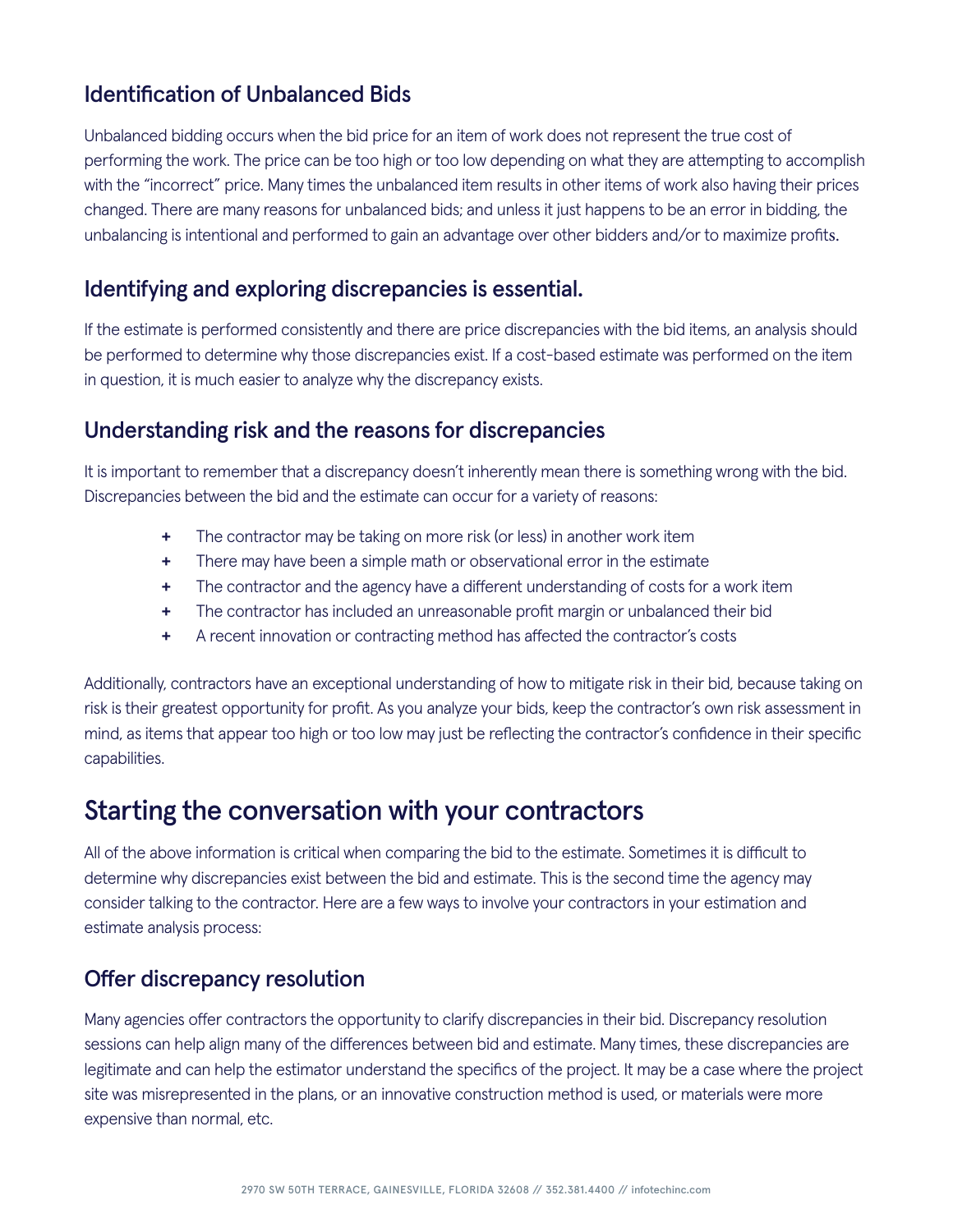### Identification of Unbalanced Bids

Unbalanced bidding occurs when the bid price for an item of work does not represent the true cost of performing the work. The price can be too high or too low depending on what they are attempting to accomplish with the "incorrect" price. Many times the unbalanced item results in other items of work also having their prices changed. There are many reasons for unbalanced bids; and unless it just happens to be an error in bidding, the unbalancing is intentional and performed to gain an advantage over other bidders and/or to maximize profits.

### Identifying and exploring discrepancies is essential.

If the estimate is performed consistently and there are price discrepancies with the bid items, an analysis should be performed to determine why those discrepancies exist. If a cost-based estimate was performed on the item in question, it is much easier to analyze why the discrepancy exists.

### Understanding risk and the reasons for discrepancies

It is important to remember that a discrepancy doesn't inherently mean there is something wrong with the bid. Discrepancies between the bid and the estimate can occur for a variety of reasons:

+ The contractor may be taking on more risk (or less) in another work item
+ There may have been a simple math or observational error in the estimate
+ The contractor and the agency have a different understanding of costs for a work item
+ The contractor has included an unreasonable profit margin or unbalanced their bid
+ A recent innovation or contracting method has affected the contractor's costs

Additionally, contractors have an exceptional understanding of how to mitigate risk in their bid, because taking on risk is their greatest opportunity for profit. As you analyze your bids, keep the contractor's own risk assessment in mind, as items that appear too high or too low may just be reflecting the contractor's confidence in their specific capabilities.

## Starting the conversation with your contractors

All of the above information is critical when comparing the bid to the estimate. Sometimes it is difficult to determine why discrepancies exist between the bid and estimate. This is the second time the agency may consider talking to the contractor. Here are a few ways to involve your contractors in your estimation and estimate analysis process:

### Offer discrepancy resolution

Many agencies offer contractors the opportunity to clarify discrepancies in their bid. Discrepancy resolution sessions can help align many of the differences between bid and estimate. Many times, these discrepancies are legitimate and can help the estimator understand the specifics of the project. It may be a case where the project site was misrepresented in the plans, or an innovative construction method is used, or materials were more expensive than normal, etc.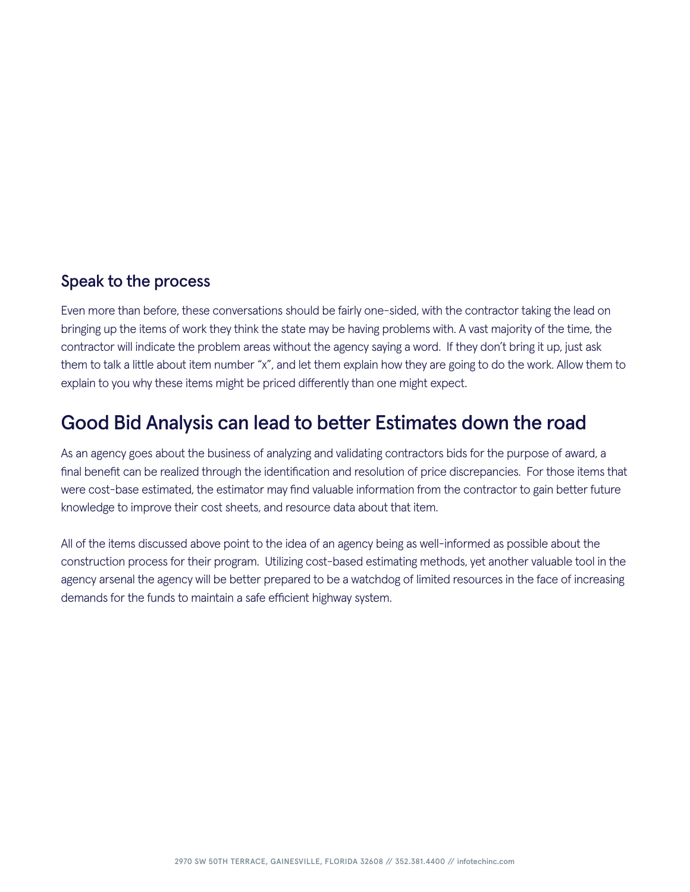### Speak to the process

Even more than before, these conversations should be fairly one-sided, with the contractor taking the lead on bringing up the items of work they think the state may be having problems with. A vast majority of the time, the contractor will indicate the problem areas without the agency saying a word. If they don't bring it up, just ask them to talk a little about item number "x", and let them explain how they are going to do the work. Allow them to explain to you why these items might be priced differently than one might expect.

## Good Bid Analysis can lead to better Estimates down the road

As an agency goes about the business of analyzing and validating contractors bids for the purpose of award, a final benefit can be realized through the identification and resolution of price discrepancies. For those items that were cost-base estimated, the estimator may find valuable information from the contractor to gain better future knowledge to improve their cost sheets, and resource data about that item.

All of the items discussed above point to the idea of an agency being as well-informed as possible about the construction process for their program. Utilizing cost-based estimating methods, yet another valuable tool in the agency arsenal the agency will be better prepared to be a watchdog of limited resources in the face of increasing demands for the funds to maintain a safe efficient highway system.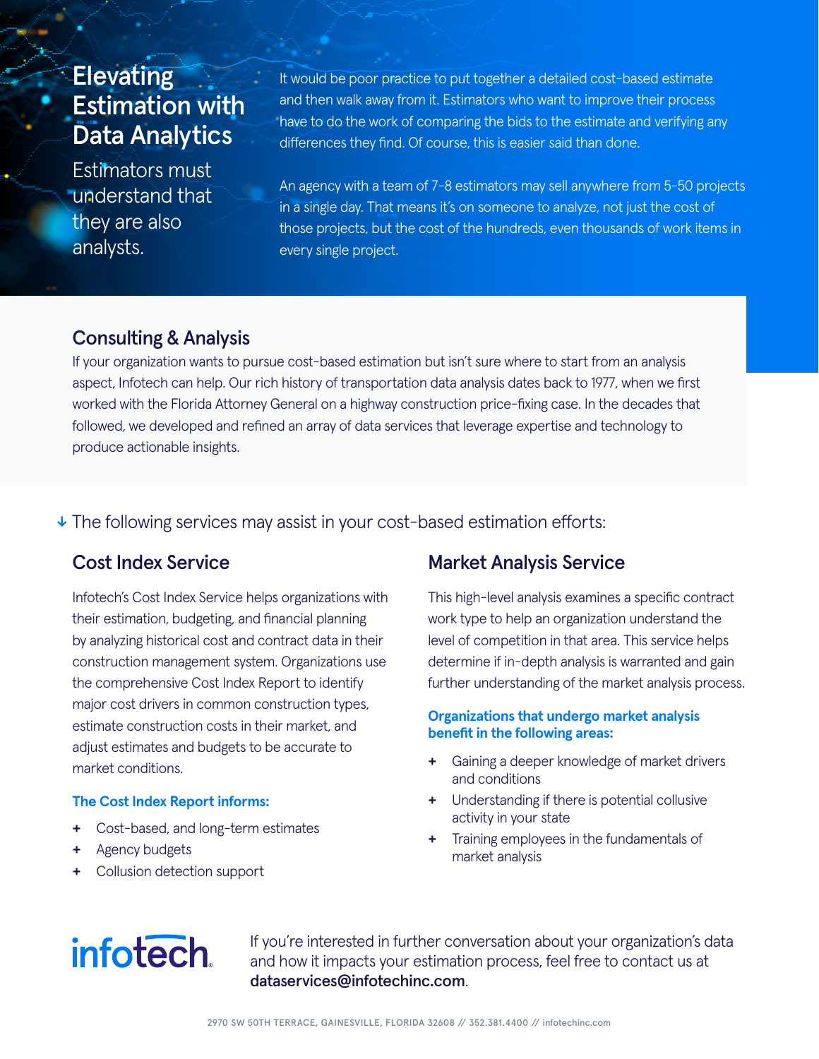# Elevating Estimation with Data Analytics

Estimators must understand that they are also analysts.

It would be poor practice to put together a detailed cost-based estimate and then walk away from it. Estimators who want to improve their process have to do the work of comparing the bids to the estimate and verifying any differences they find. Of course, this is easier said than done.

An agency with a team of 7-8 estimators may sell anywhere from 5-50 projects in a single day. That means it's on someone to analyze, not just the cost of those projects, but the cost of the hundreds, even thousands of work items in every single project.

## Consulting & Analysis

If your organization wants to pursue cost-based estimation but isn't sure where to start from an analysis aspect, Infotech can help. Our rich history of transportation data analysis dates back to 1977, when we first worked with the Florida Attorney General on a highway construction price-fixing case. In the decades that followed, we developed and refined an array of data services that leverage expertise and technology to produce actionable insights.

↓ The following services may assist in your cost-based estimation efforts:

### Cost Index Service

Infotech's Cost Index Service helps organizations with their estimation, budgeting, and financial planning by analyzing historical cost and contract data in their construction management system. Organizations use the comprehensive Cost Index Report to identify major cost drivers in common construction types, estimate construction costs in their market, and adjust estimates and budgets to be accurate to market conditions.

**The Cost Index Report informs:**

+ Cost-based, and long-term estimates
+ Agency budgets
+ Collusion detection support

### Market Analysis Service

This high-level analysis examines a specific contract work type to help an organization understand the level of competition in that area. This service helps determine if in-depth analysis is warranted and gain further understanding of the market analysis process.

**Organizations that undergo market analysis benefit in the following areas:**

+ Gaining a deeper knowledge of market drivers and conditions
+ Understanding if there is potential collusive activity in your state
+ Training employees in the fundamentals of market analysis

infotech

If you're interested in further conversation about your organization's data and how it impacts your estimation process, feel free to contact us at **dataservices@infotechinc.com**.

2970 SW 50TH TERRACE, GAINESVILLE, FLORIDA 32608 // 352.381.4400 // infotechinc.com